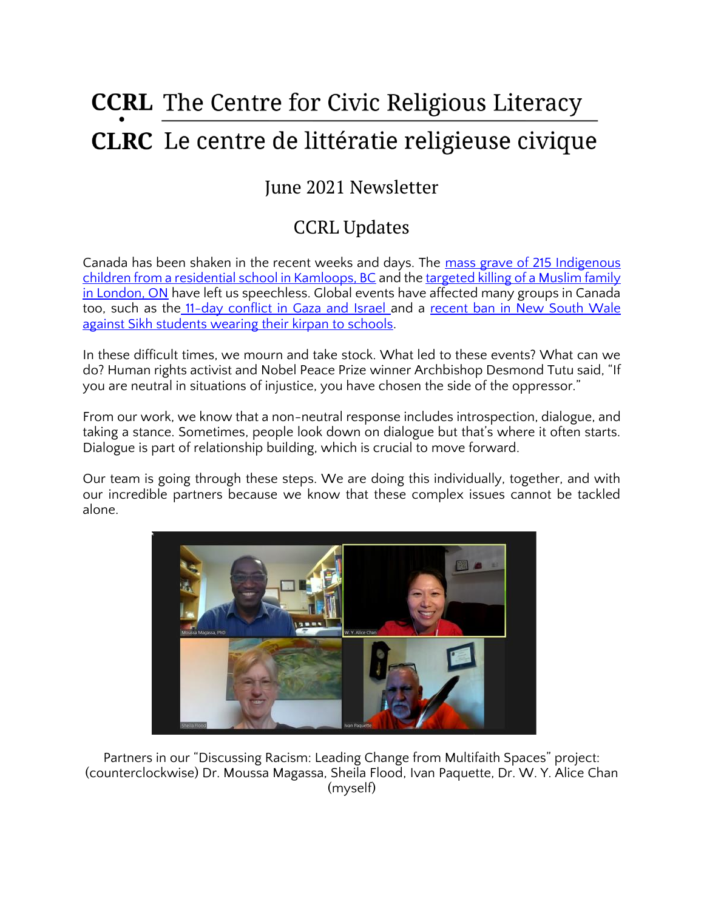# CCRL The Centre for Civic Religious Literacy
# CLRC Le centre de littératie religieuse civique

## June 2021 Newsletter

## CCRL Updates

Canada has been shaken in the recent weeks and days. The mass grave of 215 Indigenous children from a residential school in Kamloops, BC and the targeted killing of a Muslim family in London, ON have left us speechless. Global events have affected many groups in Canada too, such as the 11-day conflict in Gaza and Israel and a recent ban in New South Wale against Sikh students wearing their kirpan to schools.

In these difficult times, we mourn and take stock. What led to these events? What can we do? Human rights activist and Nobel Peace Prize winner Archbishop Desmond Tutu said, "If you are neutral in situations of injustice, you have chosen the side of the oppressor."

From our work, we know that a non-neutral response includes introspection, dialogue, and taking a stance. Sometimes, people look down on dialogue but that's where it often starts. Dialogue is part of relationship building, which is crucial to move forward.

Our team is going through these steps. We are doing this individually, together, and with our incredible partners because we know that these complex issues cannot be tackled alone.

Partners in our "Discussing Racism: Leading Change from Multifaith Spaces" project: (counterclockwise) Dr. Moussa Magassa, Sheila Flood, Ivan Paquette, Dr. W. Y. Alice Chan (myself)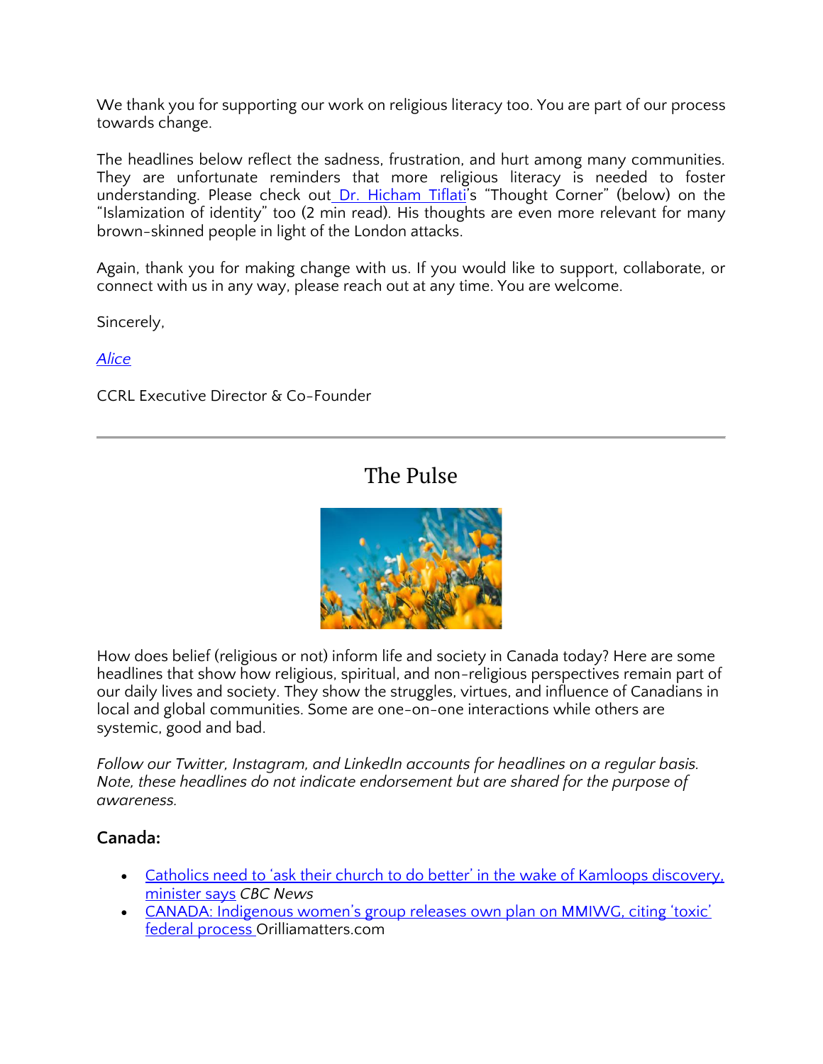We thank you for supporting our work on religious literacy too. You are part of our process towards change.

The headlines below reflect the sadness, frustration, and hurt among many communities. They are unfortunate reminders that more religious literacy is needed to foster understanding. Please check out Dr. Hicham Tiflati's "Thought Corner" (below) on the "Islamization of identity" too (2 min read). His thoughts are even more relevant for many brown-skinned people in light of the London attacks.

Again, thank you for making change with us. If you would like to support, collaborate, or connect with us in any way, please reach out at any time. You are welcome.

Sincerely,

*Alice*

CCRL Executive Director & Co-Founder

---

## The Pulse

How does belief (religious or not) inform life and society in Canada today? Here are some headlines that show how religious, spiritual, and non-religious perspectives remain part of our daily lives and society. They show the struggles, virtues, and influence of Canadians in local and global communities. Some are one-on-one interactions while others are systemic, good and bad.

*Follow our Twitter, Instagram, and LinkedIn accounts for headlines on a regular basis. Note, these headlines do not indicate endorsement but are shared for the purpose of awareness.*

### Canada:

- Catholics need to 'ask their church to do better' in the wake of Kamloops discovery, minister says *CBC News*
- CANADA: Indigenous women's group releases own plan on MMIWG, citing 'toxic' federal process Orilliamatters.com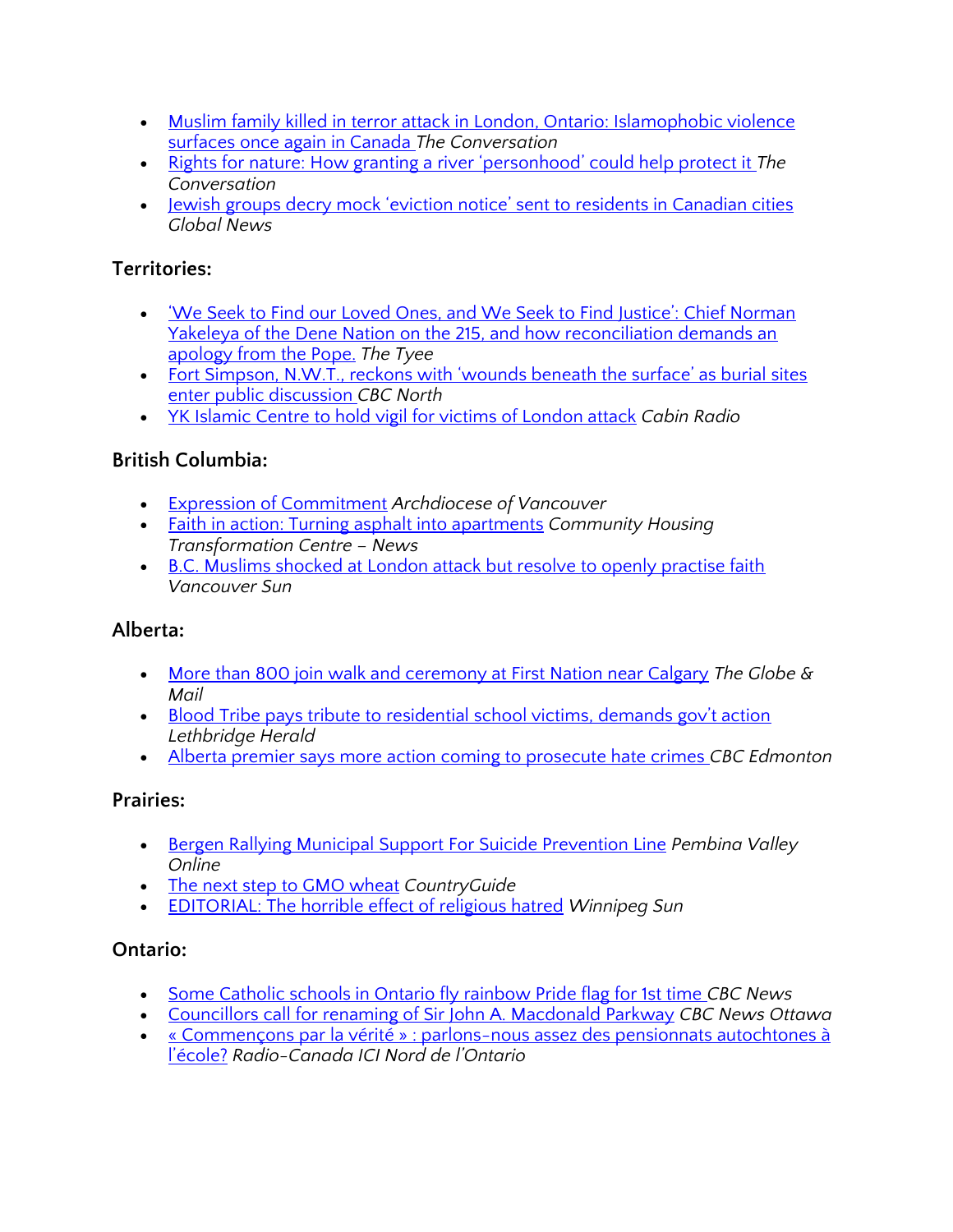- Muslim family killed in terror attack in London, Ontario: Islamophobic violence surfaces once again in Canada *The Conversation*
- Rights for nature: How granting a river 'personhood' could help protect it *The Conversation*
- Jewish groups decry mock 'eviction notice' sent to residents in Canadian cities *Global News*

### Territories:

- 'We Seek to Find our Loved Ones, and We Seek to Find Justice': Chief Norman Yakeleya of the Dene Nation on the 215, and how reconciliation demands an apology from the Pope. *The Tyee*
- Fort Simpson, N.W.T., reckons with 'wounds beneath the surface' as burial sites enter public discussion *CBC North*
- YK Islamic Centre to hold vigil for victims of London attack *Cabin Radio*

### British Columbia:

- Expression of Commitment *Archdiocese of Vancouver*
- Faith in action: Turning asphalt into apartments *Community Housing Transformation Centre – News*
- B.C. Muslims shocked at London attack but resolve to openly practise faith *Vancouver Sun*

### Alberta:

- More than 800 join walk and ceremony at First Nation near Calgary *The Globe & Mail*
- Blood Tribe pays tribute to residential school victims, demands gov't action *Lethbridge Herald*
- Alberta premier says more action coming to prosecute hate crimes *CBC Edmonton*

### Prairies:

- Bergen Rallying Municipal Support For Suicide Prevention Line *Pembina Valley Online*
- The next step to GMO wheat *CountryGuide*
- EDITORIAL: The horrible effect of religious hatred *Winnipeg Sun*

### Ontario:

- Some Catholic schools in Ontario fly rainbow Pride flag for 1st time *CBC News*
- Councillors call for renaming of Sir John A. Macdonald Parkway *CBC News Ottawa*
- « Commençons par la vérité » : parlons-nous assez des pensionnats autochtones à l'école? *Radio-Canada ICI Nord de l'Ontario*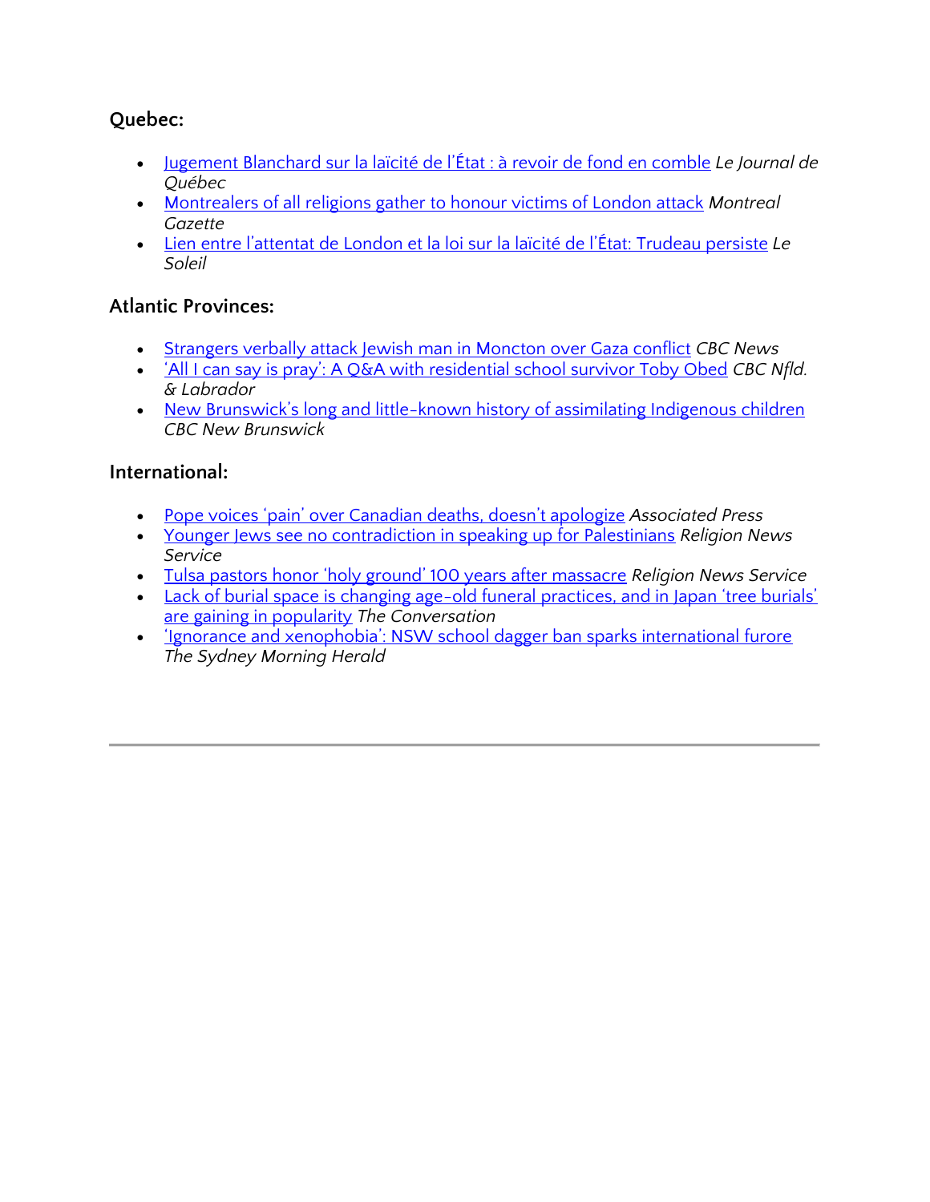### Quebec:

- Jugement Blanchard sur la laïcité de l'État : à revoir de fond en comble *Le Journal de Québec*
- Montrealers of all religions gather to honour victims of London attack *Montreal Gazette*
- Lien entre l'attentat de London et la loi sur la laïcité de l'État: Trudeau persiste *Le Soleil*

### Atlantic Provinces:

- Strangers verbally attack Jewish man in Moncton over Gaza conflict *CBC News*
- 'All I can say is pray': A Q&A with residential school survivor Toby Obed *CBC Nfld. & Labrador*
- New Brunswick's long and little-known history of assimilating Indigenous children *CBC New Brunswick*

### International:

- Pope voices 'pain' over Canadian deaths, doesn't apologize *Associated Press*
- Younger Jews see no contradiction in speaking up for Palestinians *Religion News Service*
- Tulsa pastors honor 'holy ground' 100 years after massacre *Religion News Service*
- Lack of burial space is changing age-old funeral practices, and in Japan 'tree burials' are gaining in popularity *The Conversation*
- 'Ignorance and xenophobia': NSW school dagger ban sparks international furore *The Sydney Morning Herald*

---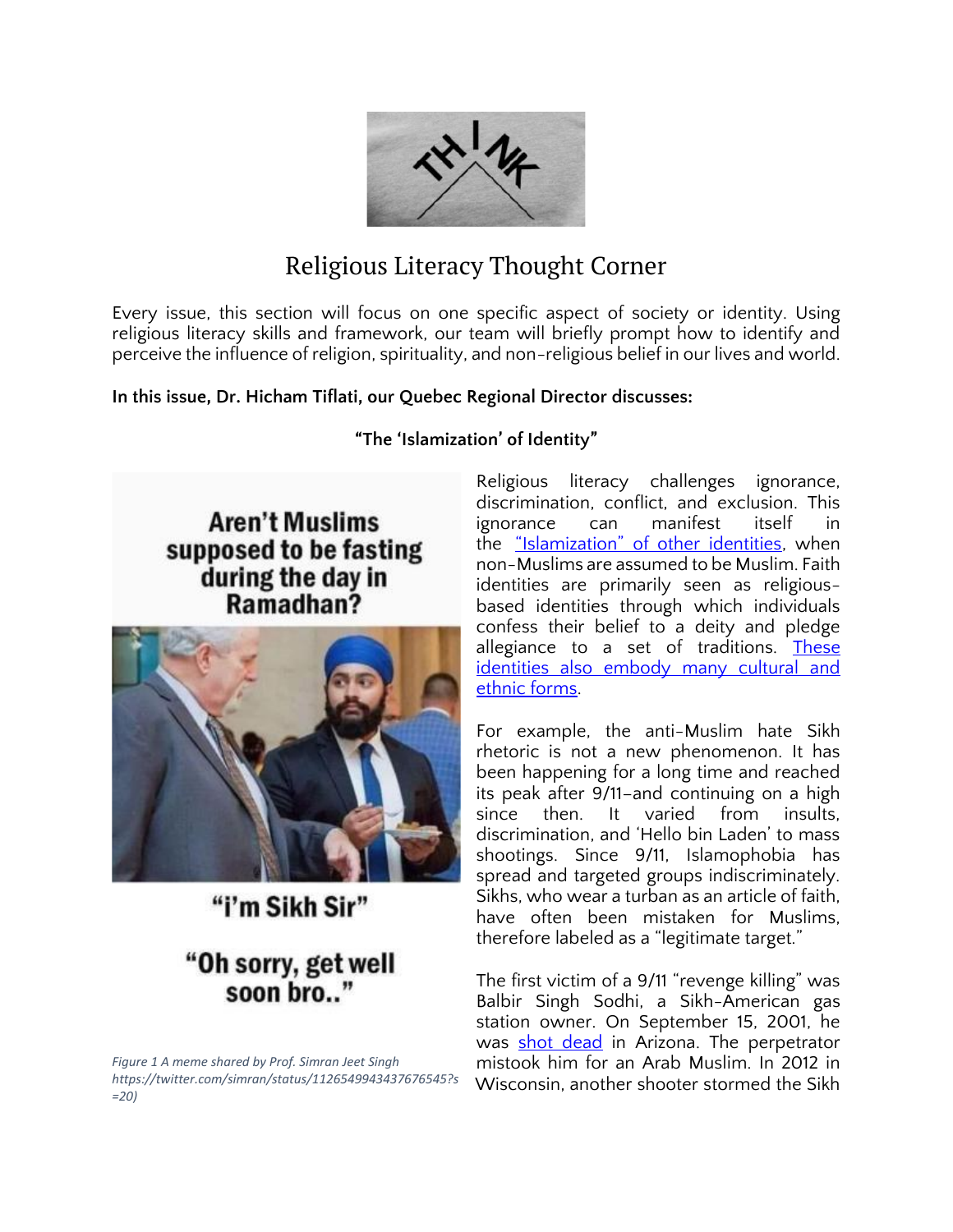# Religious Literacy Thought Corner

Every issue, this section will focus on one specific aspect of society or identity. Using religious literacy skills and framework, our team will briefly prompt how to identify and perceive the influence of religion, spirituality, and non-religious belief in our lives and world.

**In this issue, Dr. Hicham Tiflati, our Quebec Regional Director discusses:**

**"The 'Islamization' of Identity"**

Aren't Muslims supposed to be fasting during the day in Ramadhan?

"i'm Sikh Sir"

"Oh sorry, get well soon bro.."

*Figure 1 A meme shared by Prof. Simran Jeet Singh https://twitter.com/simran/status/1126549943437676545?s=20)*

Religious literacy challenges ignorance, discrimination, conflict, and exclusion. This ignorance can manifest itself in the "Islamization" of other identities, when non-Muslims are assumed to be Muslim. Faith identities are primarily seen as religious-based identities through which individuals confess their belief to a deity and pledge allegiance to a set of traditions. These identities also embody many cultural and ethnic forms.

For example, the anti-Muslim hate Sikh rhetoric is not a new phenomenon. It has been happening for a long time and reached its peak after 9/11–and continuing on a high since then. It varied from insults, discrimination, and 'Hello bin Laden' to mass shootings. Since 9/11, Islamophobia has spread and targeted groups indiscriminately. Sikhs, who wear a turban as an article of faith, have often been mistaken for Muslims, therefore labeled as a "legitimate target."

The first victim of a 9/11 "revenge killing" was Balbir Singh Sodhi, a Sikh-American gas station owner. On September 15, 2001, he was shot dead in Arizona. The perpetrator mistook him for an Arab Muslim. In 2012 in Wisconsin, another shooter stormed the Sikh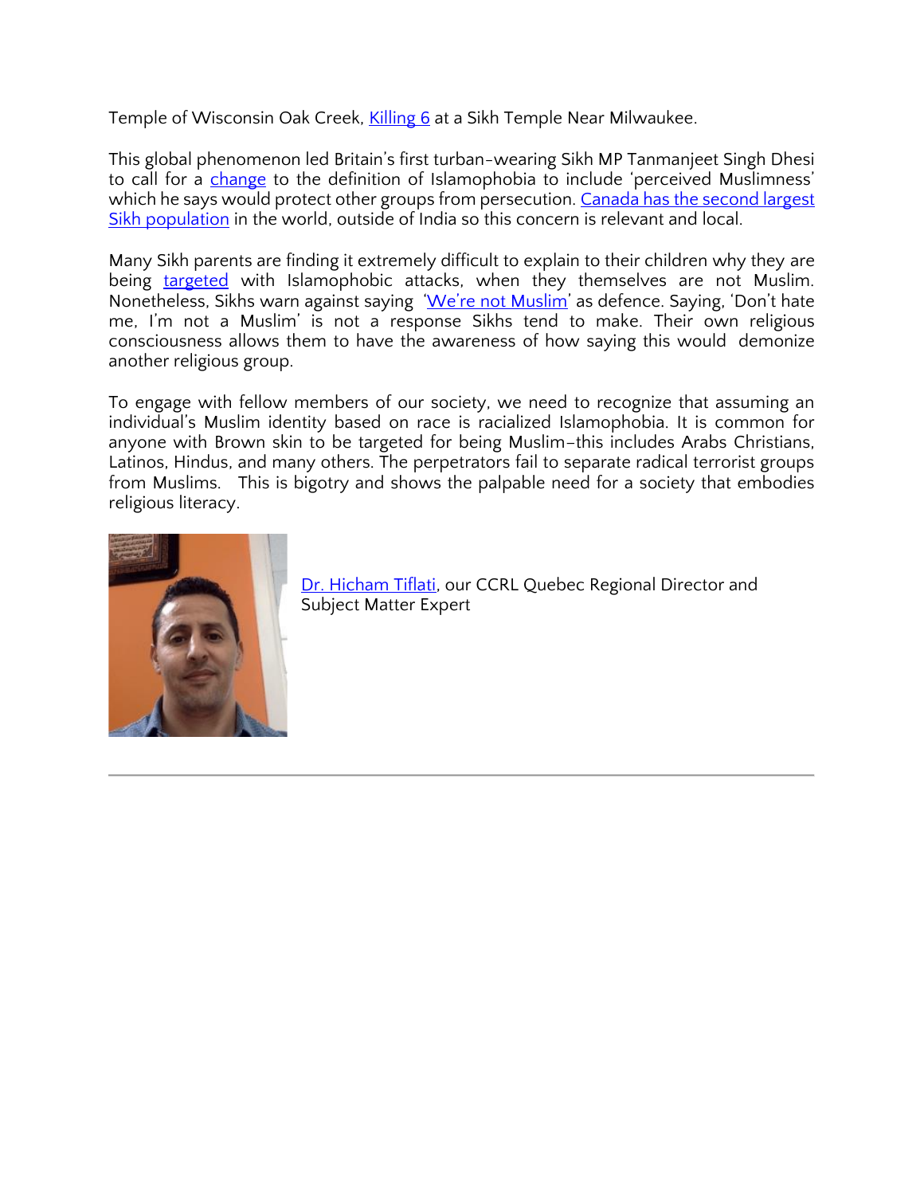Temple of Wisconsin Oak Creek, Killing 6 at a Sikh Temple Near Milwaukee.

This global phenomenon led Britain's first turban-wearing Sikh MP Tanmanjeet Singh Dhesi to call for a change to the definition of Islamophobia to include 'perceived Muslimness' which he says would protect other groups from persecution. Canada has the second largest Sikh population in the world, outside of India so this concern is relevant and local.

Many Sikh parents are finding it extremely difficult to explain to their children why they are being targeted with Islamophobic attacks, when they themselves are not Muslim. Nonetheless, Sikhs warn against saying 'We're not Muslim' as defence. Saying, 'Don't hate me, I'm not a Muslim' is not a response Sikhs tend to make. Their own religious consciousness allows them to have the awareness of how saying this would demonize another religious group.

To engage with fellow members of our society, we need to recognize that assuming an individual's Muslim identity based on race is racialized Islamophobia. It is common for anyone with Brown skin to be targeted for being Muslim–this includes Arabs Christians, Latinos, Hindus, and many others. The perpetrators fail to separate radical terrorist groups from Muslims. This is bigotry and shows the palpable need for a society that embodies religious literacy.

Dr. Hicham Tiflati, our CCRL Quebec Regional Director and Subject Matter Expert

---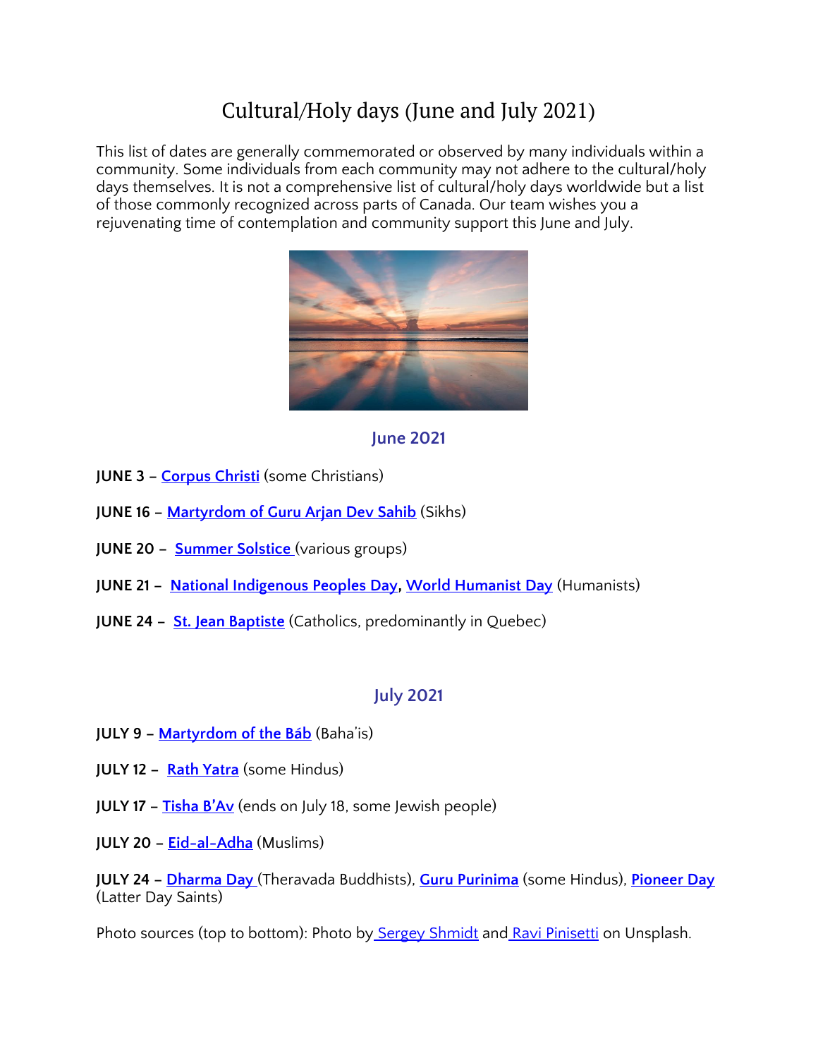# Cultural/Holy days (June and July 2021)

This list of dates are generally commemorated or observed by many individuals within a community. Some individuals from each community may not adhere to the cultural/holy days themselves. It is not a comprehensive list of cultural/holy days worldwide but a list of those commonly recognized across parts of Canada. Our team wishes you a rejuvenating time of contemplation and community support this June and July.

## June 2021

**JUNE 3 –** **Corpus Christi** (some Christians)

**JUNE 16 –** **Martyrdom of Guru Arjan Dev Sahib** (Sikhs)

**JUNE 20 –** **Summer Solstice** (various groups)

**JUNE 21 –** **National Indigenous Peoples Day**, **World Humanist Day** (Humanists)

**JUNE 24 –** **St. Jean Baptiste** (Catholics, predominantly in Quebec)

## July 2021

**JULY 9 –** **Martyrdom of the Báb** (Baha'is)

**JULY 12 –** **Rath Yatra** (some Hindus)

**JULY 17 –** **Tisha B'Av** (ends on July 18, some Jewish people)

**JULY 20 –** **Eid-al-Adha** (Muslims)

**JULY 24 –** **Dharma Day** (Theravada Buddhists), **Guru Purinima** (some Hindus), **Pioneer Day** (Latter Day Saints)

Photo sources (top to bottom): Photo by Sergey Shmidt and Ravi Pinisetti on Unsplash.